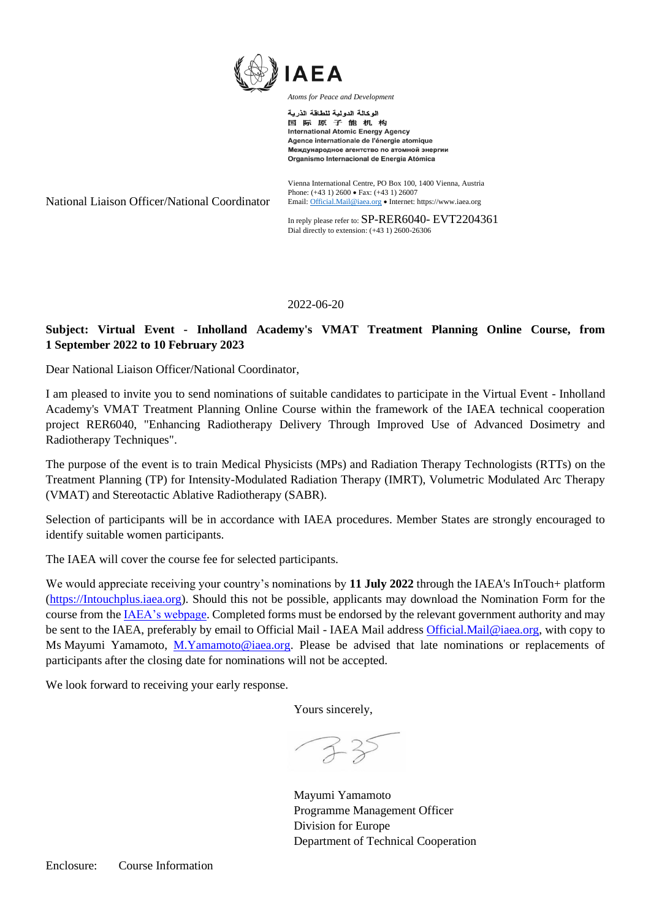**IAEA**

*Atoms for Peace and Development*

الوكالة الدولية للطاقة الذرية
国际原子能机构
International Atomic Energy Agency
Agence internationale de l'énergie atomique
Международное агентство по атомной энергии
Organismo Internacional de Energía Atómica

Vienna International Centre, PO Box 100, 1400 Vienna, Austria
Phone: (+43 1) 2600 • Fax: (+43 1) 26007
Email: Official.Mail@iaea.org • Internet: https://www.iaea.org

National Liaison Officer/National Coordinator

In reply please refer to: SP-RER6040- EVT2204361
Dial directly to extension: (+43 1) 2600-26306

2022-06-20

**Subject: Virtual Event - Inholland Academy's VMAT Treatment Planning Online Course, from 1 September 2022 to 10 February 2023**

Dear National Liaison Officer/National Coordinator,

I am pleased to invite you to send nominations of suitable candidates to participate in the Virtual Event - Inholland Academy's VMAT Treatment Planning Online Course within the framework of the IAEA technical cooperation project RER6040, "Enhancing Radiotherapy Delivery Through Improved Use of Advanced Dosimetry and Radiotherapy Techniques".

The purpose of the event is to train Medical Physicists (MPs) and Radiation Therapy Technologists (RTTs) on the Treatment Planning (TP) for Intensity-Modulated Radiation Therapy (IMRT), Volumetric Modulated Arc Therapy (VMAT) and Stereotactic Ablative Radiotherapy (SABR).

Selection of participants will be in accordance with IAEA procedures. Member States are strongly encouraged to identify suitable women participants.

The IAEA will cover the course fee for selected participants.

We would appreciate receiving your country's nominations by **11 July 2022** through the IAEA's InTouch+ platform (https://Intouchplus.iaea.org). Should this not be possible, applicants may download the Nomination Form for the course from the IAEA's webpage. Completed forms must be endorsed by the relevant government authority and may be sent to the IAEA, preferably by email to Official Mail - IAEA Mail address Official.Mail@iaea.org, with copy to Ms Mayumi Yamamoto, M.Yamamoto@iaea.org. Please be advised that late nominations or replacements of participants after the closing date for nominations will not be accepted.

We look forward to receiving your early response.

Yours sincerely,

Mayumi Yamamoto
Programme Management Officer
Division for Europe
Department of Technical Cooperation

Enclosure: Course Information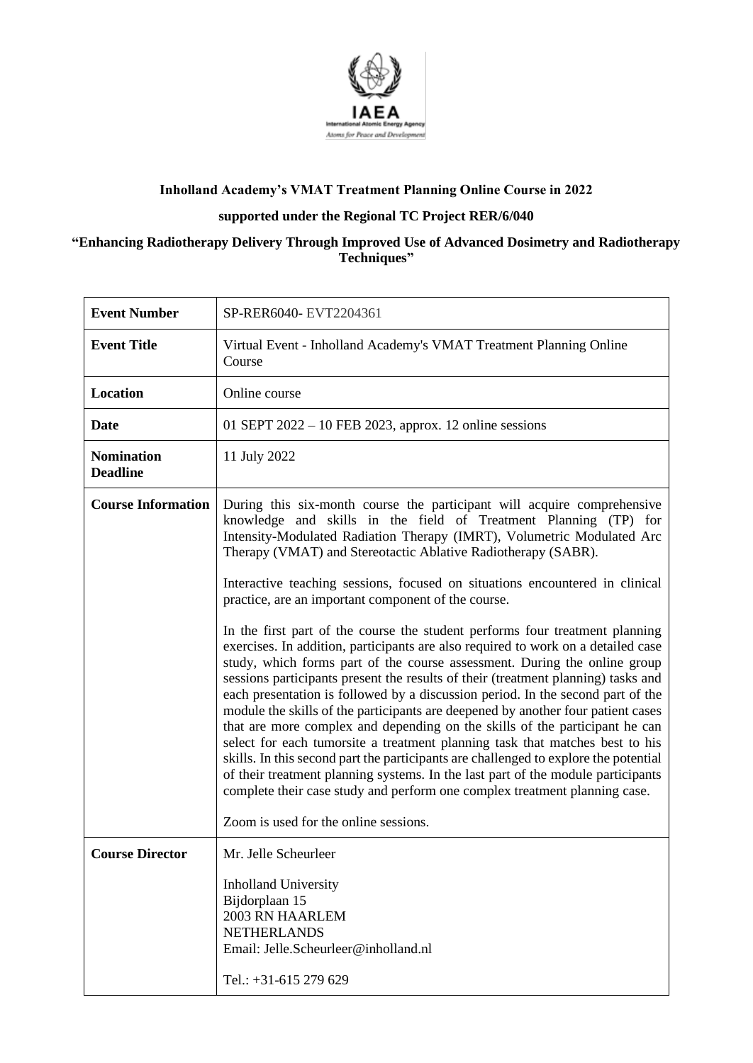**Inholland Academy's VMAT Treatment Planning Online Course in 2022**

**supported under the Regional TC Project RER/6/040**

**"Enhancing Radiotherapy Delivery Through Improved Use of Advanced Dosimetry and Radiotherapy Techniques"**

| **Event Number** | SP-RER6040- EVT2204361 |
|---|---|
| **Event Title** | Virtual Event - Inholland Academy's VMAT Treatment Planning Online Course |
| **Location** | Online course |
| **Date** | 01 SEPT 2022 – 10 FEB 2023, approx. 12 online sessions |
| **Nomination Deadline** | 11 July 2022 |
| **Course Information** | During this six-month course the participant will acquire comprehensive knowledge and skills in the field of Treatment Planning (TP) for Intensity-Modulated Radiation Therapy (IMRT), Volumetric Modulated Arc Therapy (VMAT) and Stereotactic Ablative Radiotherapy (SABR).<br><br>Interactive teaching sessions, focused on situations encountered in clinical practice, are an important component of the course.<br><br>In the first part of the course the student performs four treatment planning exercises. In addition, participants are also required to work on a detailed case study, which forms part of the course assessment. During the online group sessions participants present the results of their (treatment planning) tasks and each presentation is followed by a discussion period. In the second part of the module the skills of the participants are deepened by another four patient cases that are more complex and depending on the skills of the participant he can select for each tumorsite a treatment planning task that matches best to his skills. In this second part the participants are challenged to explore the potential of their treatment planning systems. In the last part of the module participants complete their case study and perform one complex treatment planning case.<br><br>Zoom is used for the online sessions. |
| **Course Director** | Mr. Jelle Scheurleer<br><br>Inholland University<br>Bijdorplaan 15<br>2003 RN HAARLEM<br>NETHERLANDS<br>Email: Jelle.Scheurleer@inholland.nl<br><br>Tel.: +31-615 279 629 |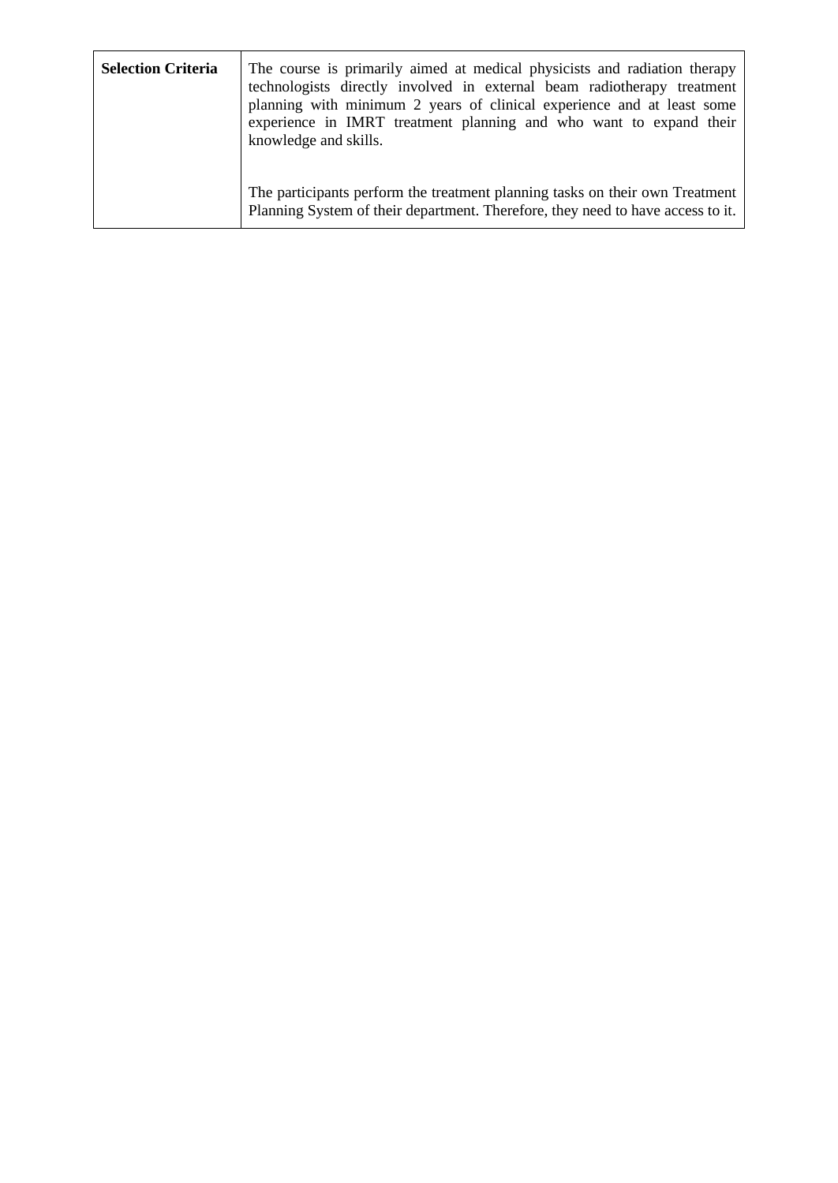| | |
|---|---|
| **Selection Criteria** | The course is primarily aimed at medical physicists and radiation therapy technologists directly involved in external beam radiotherapy treatment planning with minimum 2 years of clinical experience and at least some experience in IMRT treatment planning and who want to expand their knowledge and skills.<br><br>The participants perform the treatment planning tasks on their own Treatment Planning System of their department. Therefore, they need to have access to it. |